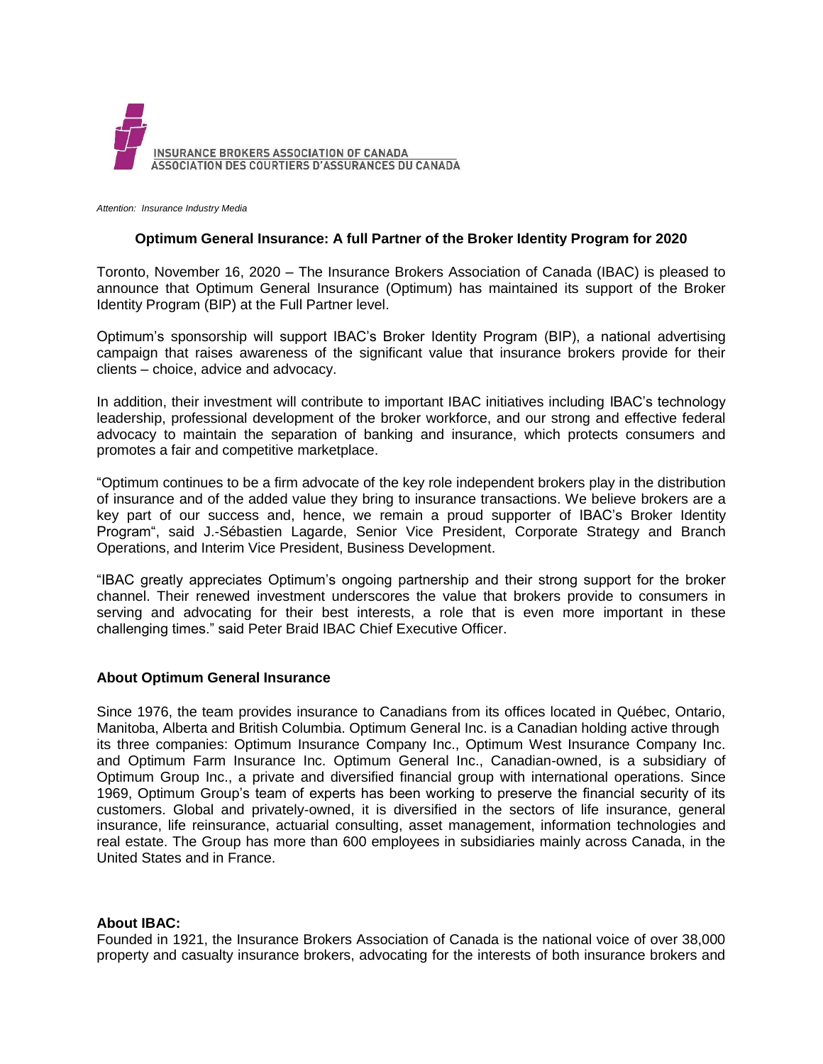INSURANCE BROKERS ASSOCIATION OF CANADA
ASSOCIATION DES COURTIERS D'ASSURANCES DU CANADA

*Attention: Insurance Industry Media*

**Optimum General Insurance: A full Partner of the Broker Identity Program for 2020**

Toronto, November 16, 2020 – The Insurance Brokers Association of Canada (IBAC) is pleased to announce that Optimum General Insurance (Optimum) has maintained its support of the Broker Identity Program (BIP) at the Full Partner level.

Optimum's sponsorship will support IBAC's Broker Identity Program (BIP), a national advertising campaign that raises awareness of the significant value that insurance brokers provide for their clients – choice, advice and advocacy.

In addition, their investment will contribute to important IBAC initiatives including IBAC's technology leadership, professional development of the broker workforce, and our strong and effective federal advocacy to maintain the separation of banking and insurance, which protects consumers and promotes a fair and competitive marketplace.

"Optimum continues to be a firm advocate of the key role independent brokers play in the distribution of insurance and of the added value they bring to insurance transactions. We believe brokers are a key part of our success and, hence, we remain a proud supporter of IBAC's Broker Identity Program", said J.-Sébastien Lagarde, Senior Vice President, Corporate Strategy and Branch Operations, and Interim Vice President, Business Development.

"IBAC greatly appreciates Optimum's ongoing partnership and their strong support for the broker channel. Their renewed investment underscores the value that brokers provide to consumers in serving and advocating for their best interests, a role that is even more important in these challenging times." said Peter Braid IBAC Chief Executive Officer.

**About Optimum General Insurance**

Since 1976, the team provides insurance to Canadians from its offices located in Québec, Ontario, Manitoba, Alberta and British Columbia. Optimum General Inc. is a Canadian holding active through its three companies: Optimum Insurance Company Inc., Optimum West Insurance Company Inc. and Optimum Farm Insurance Inc. Optimum General Inc., Canadian-owned, is a subsidiary of Optimum Group Inc., a private and diversified financial group with international operations. Since 1969, Optimum Group's team of experts has been working to preserve the financial security of its customers. Global and privately-owned, it is diversified in the sectors of life insurance, general insurance, life reinsurance, actuarial consulting, asset management, information technologies and real estate. The Group has more than 600 employees in subsidiaries mainly across Canada, in the United States and in France.

**About IBAC:**

Founded in 1921, the Insurance Brokers Association of Canada is the national voice of over 38,000 property and casualty insurance brokers, advocating for the interests of both insurance brokers and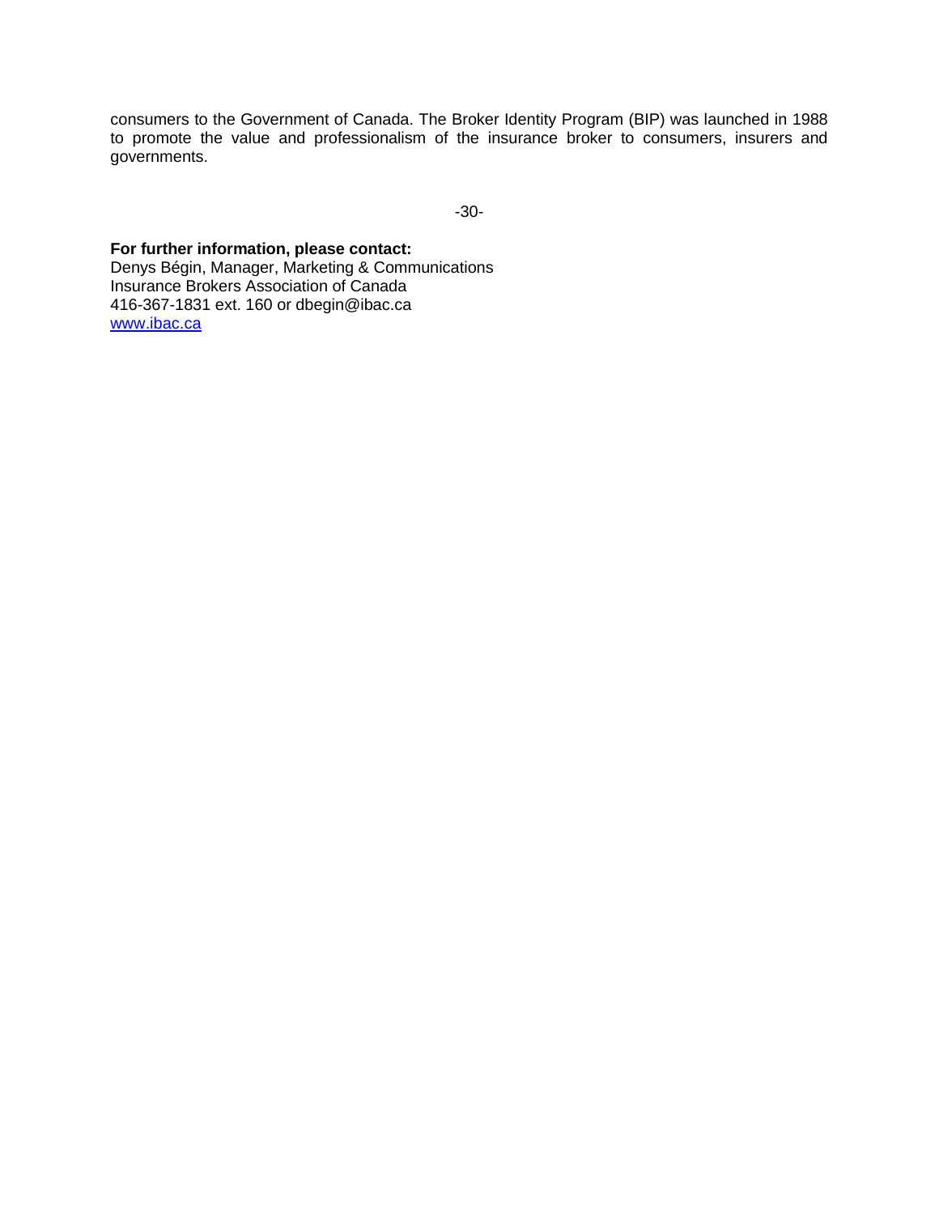consumers to the Government of Canada. The Broker Identity Program (BIP) was launched in 1988 to promote the value and professionalism of the insurance broker to consumers, insurers and governments.

-30-

**For further information, please contact:**
Denys Bégin, Manager, Marketing & Communications
Insurance Brokers Association of Canada
416-367-1831 ext. 160 or dbegin@ibac.ca
www.ibac.ca